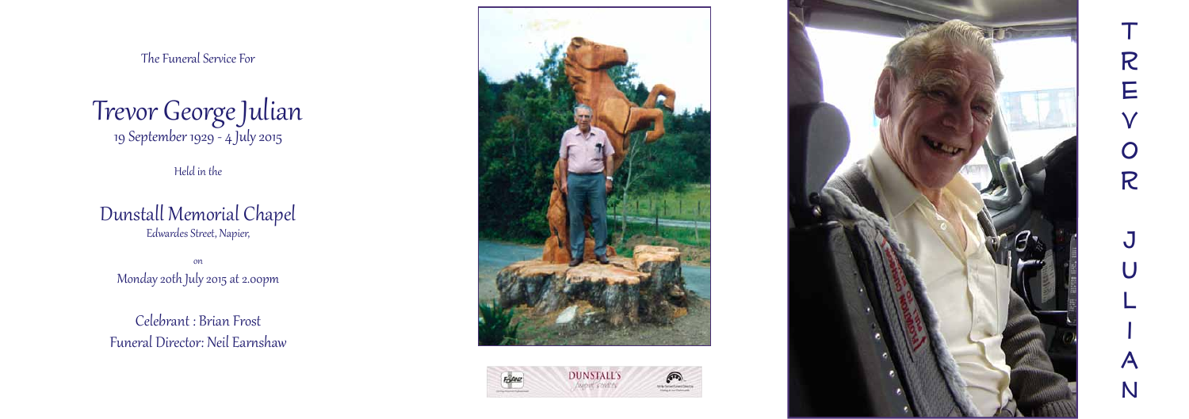The Funeral Service For

# Trevor George Julian

19 September 1929 - 4 July 2015

Held in the

## Dunstall Memorial Chapel

Edwardes Street, Napier,

on

Monday 20th July 2015 at 2.00pm

Celebrant : Brian Frost

Funeral Director: Neil Earnshaw

DUNSTALL'S
funeral services

TREVOR JULIAN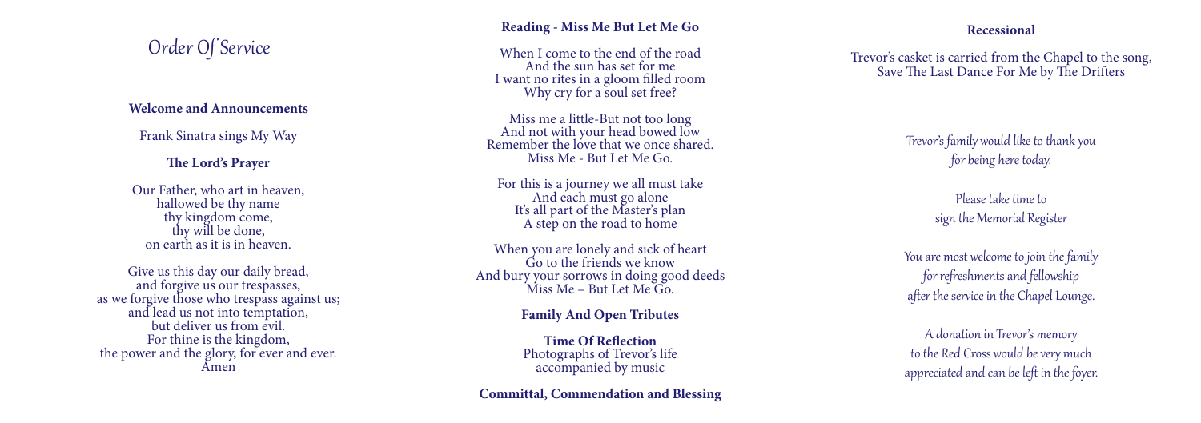# Order Of Service

**Welcome and Announcements**

Frank Sinatra sings My Way

**The Lord's Prayer**

Our Father, who art in heaven,
hallowed be thy name
thy kingdom come,
thy will be done,
on earth as it is in heaven.

Give us this day our daily bread,
and forgive us our trespasses,
as we forgive those who trespass against us;
and lead us not into temptation,
but deliver us from evil.
For thine is the kingdom,
the power and the glory, for ever and ever.
Amen

**Reading - Miss Me But Let Me Go**

When I come to the end of the road
And the sun has set for me
I want no rites in a gloom filled room
Why cry for a soul set free?

Miss me a little-But not too long
And not with your head bowed low
Remember the love that we once shared.
Miss Me - But Let Me Go.

For this is a journey we all must take
And each must go alone
It's all part of the Master's plan
A step on the road to home

When you are lonely and sick of heart
Go to the friends we know
And bury your sorrows in doing good deeds
Miss Me – But Let Me Go.

**Family And Open Tributes**

**Time Of Reflection**
Photographs of Trevor's life
accompanied by music

**Committal, Commendation and Blessing**

**Recessional**

Trevor's casket is carried from the Chapel to the song,
Save The Last Dance For Me by The Drifters

*Trevor's family would like to thank you
for being here today.*

*Please take time to
sign the Memorial Register*

*You are most welcome to join the family
for refreshments and fellowship
after the service in the Chapel Lounge.*

*A donation in Trevor's memory
to the Red Cross would be very much
appreciated and can be left in the foyer.*